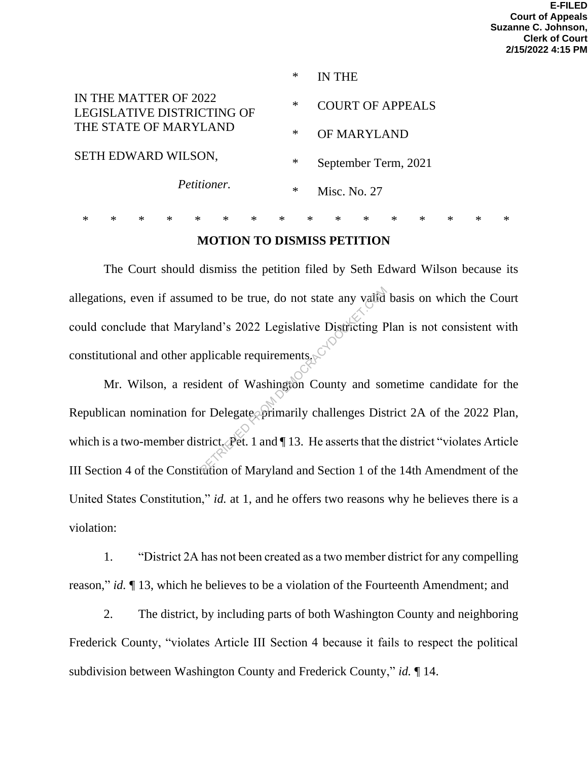**E-FILED**
**Court of Appeals**
**Suzanne C. Johnson,**
**Clerk of Court**
**2/15/2022 4:15 PM**

| | | |
|---|---|---|
| IN THE MATTER OF 2022 LEGISLATIVE DISTRICTING OF THE STATE OF MARYLAND | * | IN THE |
| | * | COURT OF APPEALS |
| SETH EDWARD WILSON, | * | OF MARYLAND |
| | * | September Term, 2021 |
| *Petitioner.* | * | Misc. No. 27 |

\* \* \* \* \* \* \* \* \* \* \* \* \* \* \* \*

## MOTION TO DISMISS PETITION

The Court should dismiss the petition filed by Seth Edward Wilson because its allegations, even if assumed to be true, do not state any valid basis on which the Court could conclude that Maryland's 2022 Legislative Districting Plan is not consistent with constitutional and other applicable requirements.

Mr. Wilson, a resident of Washington County and sometime candidate for the Republican nomination for Delegate, primarily challenges District 2A of the 2022 Plan, which is a two-member district. Pet. 1 and ¶ 13. He asserts that the district "violates Article III Section 4 of the Constitution of Maryland and Section 1 of the 14th Amendment of the United States Constitution," *id.* at 1, and he offers two reasons why he believes there is a violation:

1. "District 2A has not been created as a two member district for any compelling reason," *id.* ¶ 13, which he believes to be a violation of the Fourteenth Amendment; and

2. The district, by including parts of both Washington County and neighboring Frederick County, "violates Article III Section 4 because it fails to respect the political subdivision between Washington County and Frederick County," *id.* ¶ 14.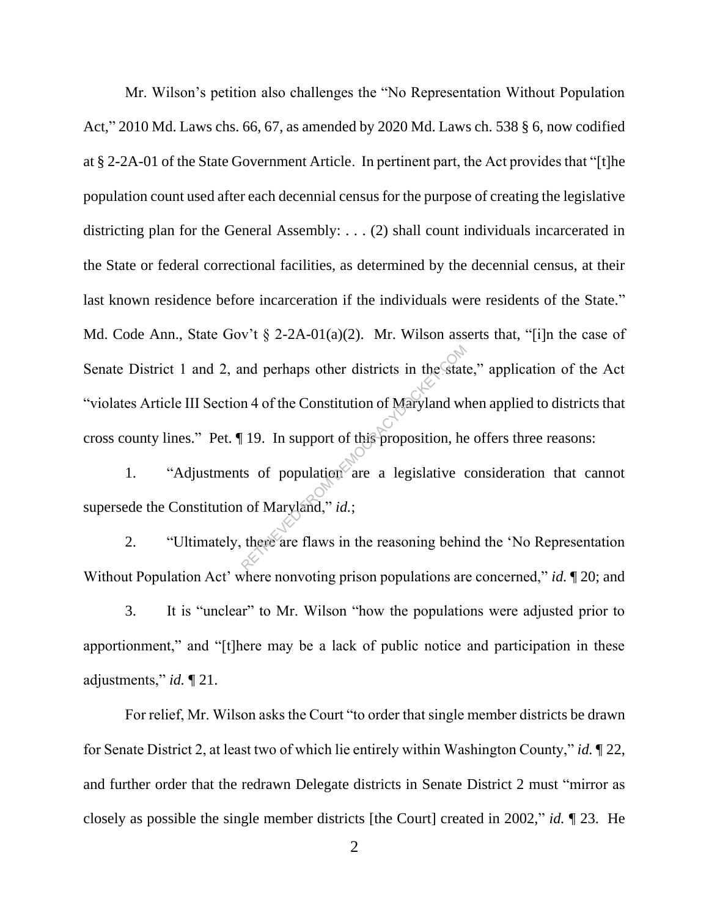Mr. Wilson's petition also challenges the "No Representation Without Population Act," 2010 Md. Laws chs. 66, 67, as amended by 2020 Md. Laws ch. 538 § 6, now codified at § 2-2A-01 of the State Government Article. In pertinent part, the Act provides that "[t]he population count used after each decennial census for the purpose of creating the legislative districting plan for the General Assembly: . . . (2) shall count individuals incarcerated in the State or federal correctional facilities, as determined by the decennial census, at their last known residence before incarceration if the individuals were residents of the State." Md. Code Ann., State Gov't § 2-2A-01(a)(2). Mr. Wilson asserts that, "[i]n the case of Senate District 1 and 2, and perhaps other districts in the state," application of the Act "violates Article III Section 4 of the Constitution of Maryland when applied to districts that cross county lines." Pet. ¶ 19. In support of this proposition, he offers three reasons:

1. "Adjustments of population are a legislative consideration that cannot supersede the Constitution of Maryland," *id.*;

2. "Ultimately, there are flaws in the reasoning behind the 'No Representation Without Population Act' where nonvoting prison populations are concerned," *id.* ¶ 20; and

3. It is "unclear" to Mr. Wilson "how the populations were adjusted prior to apportionment," and "[t]here may be a lack of public notice and participation in these adjustments," *id.* ¶ 21.

For relief, Mr. Wilson asks the Court "to order that single member districts be drawn for Senate District 2, at least two of which lie entirely within Washington County," *id.* ¶ 22, and further order that the redrawn Delegate districts in Senate District 2 must "mirror as closely as possible the single member districts [the Court] created in 2002," *id.* ¶ 23. He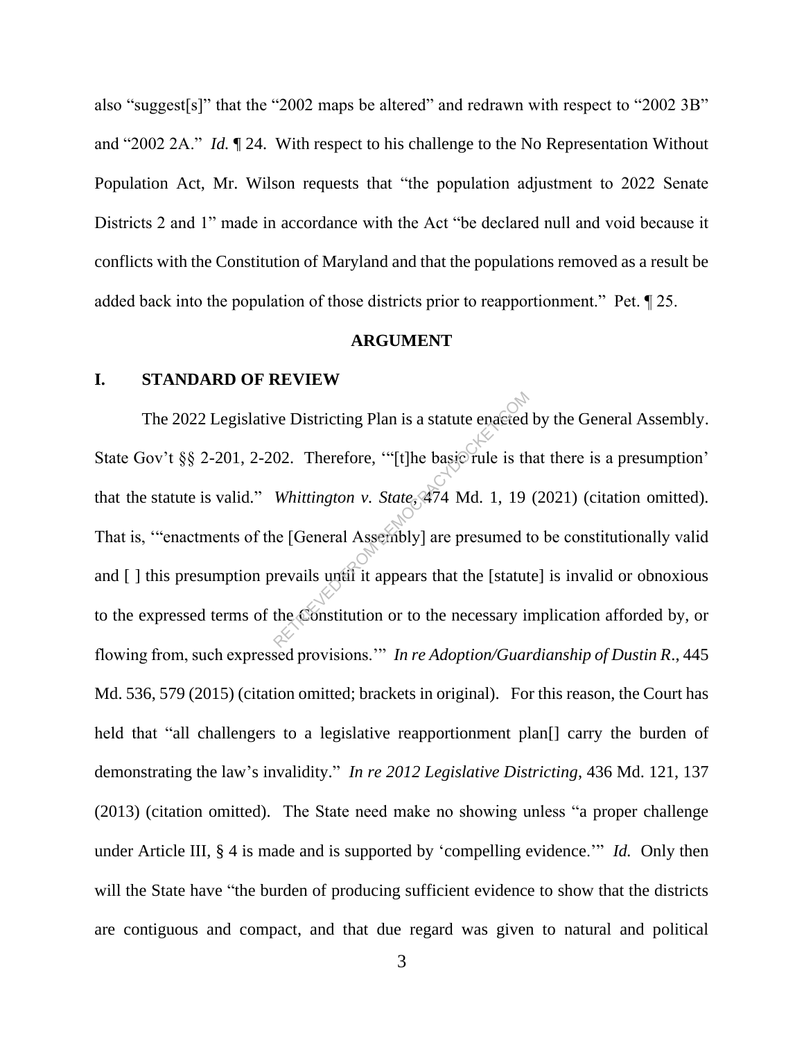also “suggest[s]” that the “2002 maps be altered” and redrawn with respect to “2002 3B” and “2002 2A.” *Id.* ¶ 24. With respect to his challenge to the No Representation Without Population Act, Mr. Wilson requests that “the population adjustment to 2022 Senate Districts 2 and 1” made in accordance with the Act “be declared null and void because it conflicts with the Constitution of Maryland and that the populations removed as a result be added back into the population of those districts prior to reapportionment.” Pet. ¶ 25.

## ARGUMENT

### I. STANDARD OF REVIEW

The 2022 Legislative Districting Plan is a statute enacted by the General Assembly. State Gov’t §§ 2-201, 2-202. Therefore, ‘“[t]he basic rule is that there is a presumption’ that the statute is valid.” *Whittington v. State*, 474 Md. 1, 19 (2021) (citation omitted). That is, ‘“enactments of the [General Assembly] are presumed to be constitutionally valid and [ ] this presumption prevails until it appears that the [statute] is invalid or obnoxious to the expressed terms of the Constitution or to the necessary implication afforded by, or flowing from, such expressed provisions.’” *In re Adoption/Guardianship of Dustin R.*, 445 Md. 536, 579 (2015) (citation omitted; brackets in original). For this reason, the Court has held that “all challengers to a legislative reapportionment plan[] carry the burden of demonstrating the law’s invalidity.” *In re 2012 Legislative Districting*, 436 Md. 121, 137 (2013) (citation omitted). The State need make no showing unless “a proper challenge under Article III, § 4 is made and is supported by ‘compelling evidence.’” *Id.* Only then will the State have “the burden of producing sufficient evidence to show that the districts are contiguous and compact, and that due regard was given to natural and political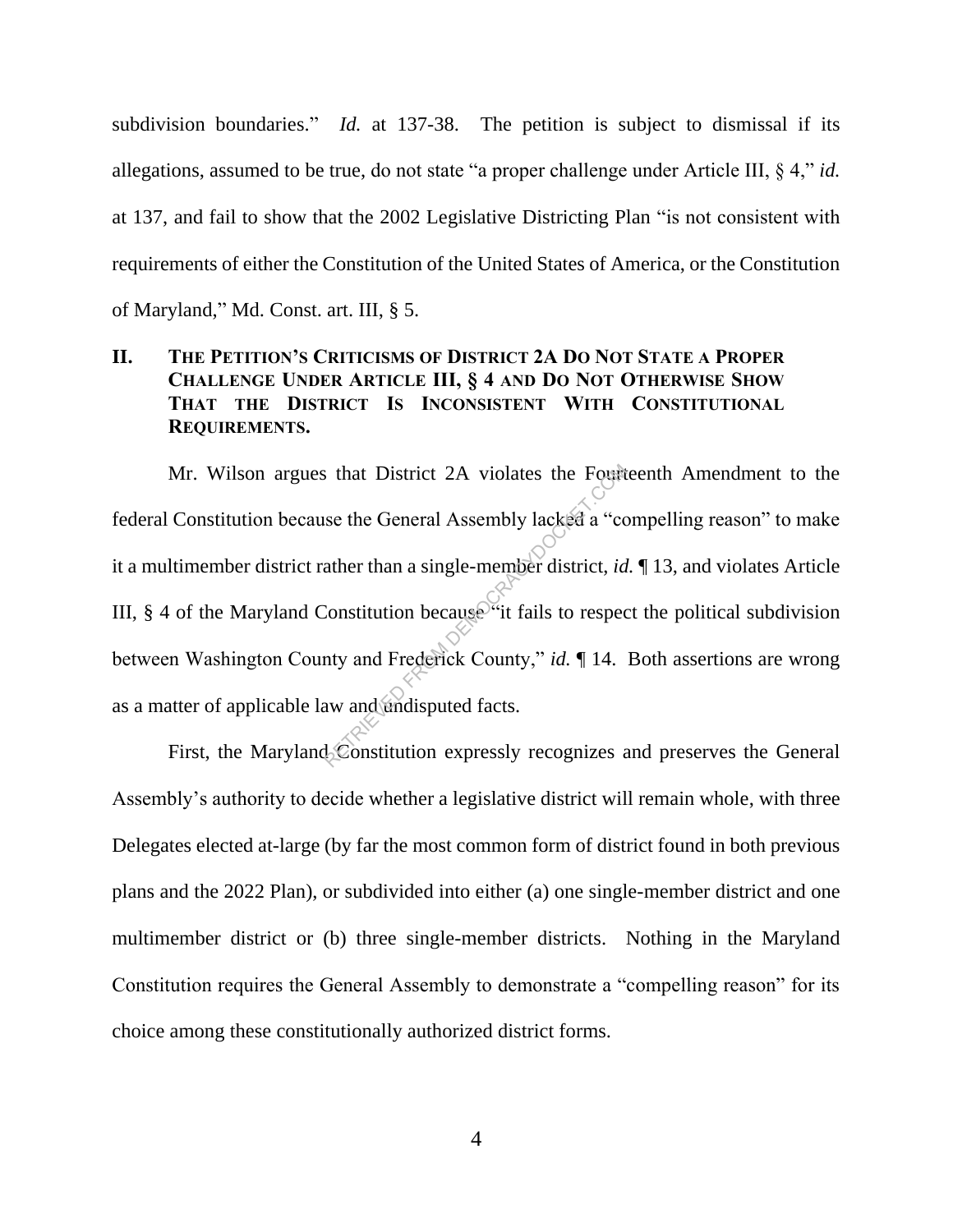subdivision boundaries." *Id.* at 137-38. The petition is subject to dismissal if its allegations, assumed to be true, do not state "a proper challenge under Article III, § 4," *id.* at 137, and fail to show that the 2002 Legislative Districting Plan "is not consistent with requirements of either the Constitution of the United States of America, or the Constitution of Maryland," Md. Const. art. III, § 5.

## II. THE PETITION'S CRITICISMS OF DISTRICT 2A DO NOT STATE A PROPER CHALLENGE UNDER ARTICLE III, § 4 AND DO NOT OTHERWISE SHOW THAT THE DISTRICT IS INCONSISTENT WITH CONSTITUTIONAL REQUIREMENTS.

Mr. Wilson argues that District 2A violates the Fourteenth Amendment to the federal Constitution because the General Assembly lacked a "compelling reason" to make it a multimember district rather than a single-member district, *id.* ¶ 13, and violates Article III, § 4 of the Maryland Constitution because "it fails to respect the political subdivision between Washington County and Frederick County," *id.* ¶ 14. Both assertions are wrong as a matter of applicable law and undisputed facts.

First, the Maryland Constitution expressly recognizes and preserves the General Assembly's authority to decide whether a legislative district will remain whole, with three Delegates elected at-large (by far the most common form of district found in both previous plans and the 2022 Plan), or subdivided into either (a) one single-member district and one multimember district or (b) three single-member districts. Nothing in the Maryland Constitution requires the General Assembly to demonstrate a "compelling reason" for its choice among these constitutionally authorized district forms.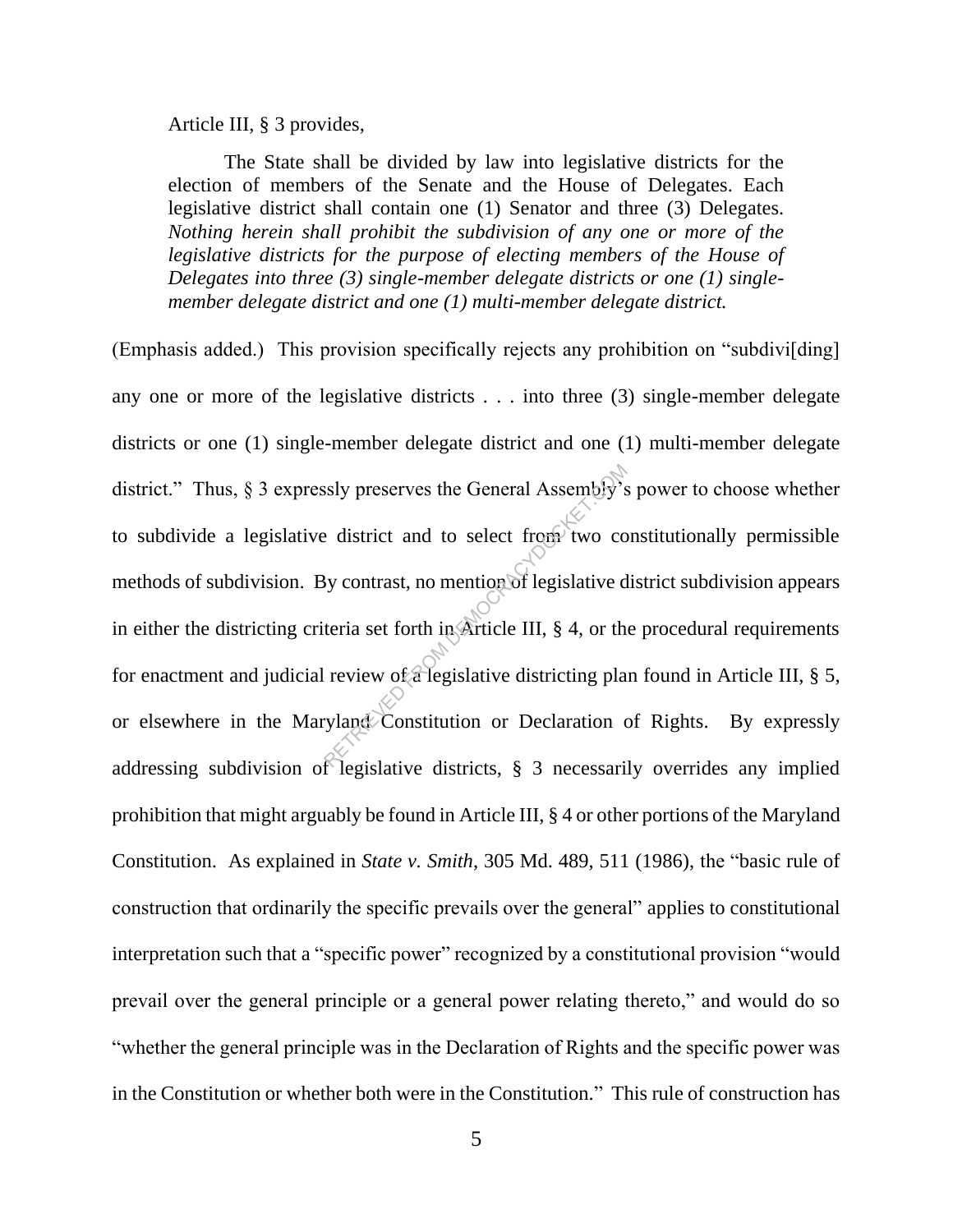Article III, § 3 provides,

> The State shall be divided by law into legislative districts for the election of members of the Senate and the House of Delegates. Each legislative district shall contain one (1) Senator and three (3) Delegates. *Nothing herein shall prohibit the subdivision of any one or more of the legislative districts for the purpose of electing members of the House of Delegates into three (3) single-member delegate districts or one (1) single-member delegate district and one (1) multi-member delegate district.*

(Emphasis added.) This provision specifically rejects any prohibition on "subdivi[ding] any one or more of the legislative districts . . . into three (3) single-member delegate districts or one (1) single-member delegate district and one (1) multi-member delegate district." Thus, § 3 expressly preserves the General Assembly's power to choose whether to subdivide a legislative district and to select from two constitutionally permissible methods of subdivision. By contrast, no mention of legislative district subdivision appears in either the districting criteria set forth in Article III, § 4, or the procedural requirements for enactment and judicial review of a legislative districting plan found in Article III, § 5, or elsewhere in the Maryland Constitution or Declaration of Rights. By expressly addressing subdivision of legislative districts, § 3 necessarily overrides any implied prohibition that might arguably be found in Article III, § 4 or other portions of the Maryland Constitution. As explained in *State v. Smith*, 305 Md. 489, 511 (1986), the "basic rule of construction that ordinarily the specific prevails over the general" applies to constitutional interpretation such that a "specific power" recognized by a constitutional provision "would prevail over the general principle or a general power relating thereto," and would do so "whether the general principle was in the Declaration of Rights and the specific power was in the Constitution or whether both were in the Constitution." This rule of construction has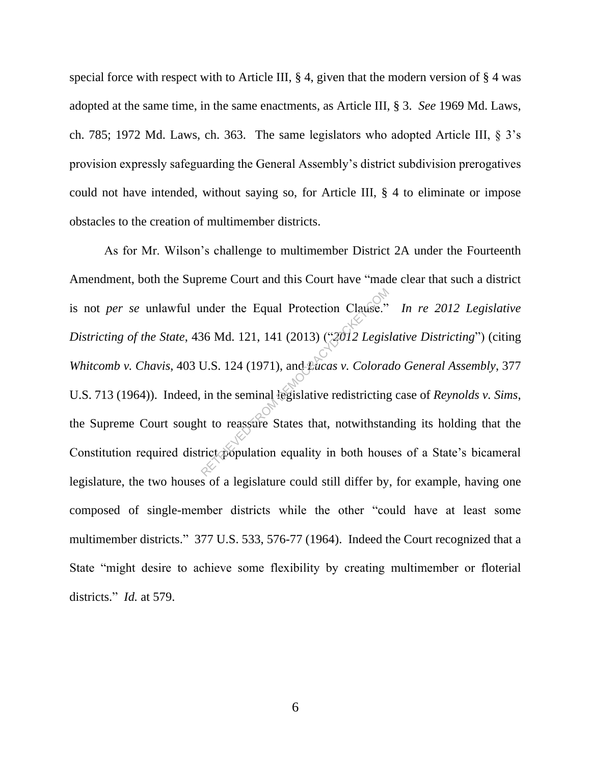special force with respect with to Article III, § 4, given that the modern version of § 4 was adopted at the same time, in the same enactments, as Article III, § 3. *See* 1969 Md. Laws, ch. 785; 1972 Md. Laws, ch. 363. The same legislators who adopted Article III, § 3's provision expressly safeguarding the General Assembly's district subdivision prerogatives could not have intended, without saying so, for Article III, § 4 to eliminate or impose obstacles to the creation of multimember districts.

As for Mr. Wilson's challenge to multimember District 2A under the Fourteenth Amendment, both the Supreme Court and this Court have "made clear that such a district is not *per se* unlawful under the Equal Protection Clause." *In re 2012 Legislative Districting of the State*, 436 Md. 121, 141 (2013) ("*2012 Legislative Districting*") (citing *Whitcomb v. Chavis*, 403 U.S. 124 (1971), and *Lucas v. Colorado General Assembly*, 377 U.S. 713 (1964)). Indeed, in the seminal legislative redistricting case of *Reynolds v. Sims*, the Supreme Court sought to reassure States that, notwithstanding its holding that the Constitution required district population equality in both houses of a State's bicameral legislature, the two houses of a legislature could still differ by, for example, having one composed of single-member districts while the other "could have at least some multimember districts." 377 U.S. 533, 576-77 (1964). Indeed the Court recognized that a State "might desire to achieve some flexibility by creating multimember or floterial districts." *Id.* at 579.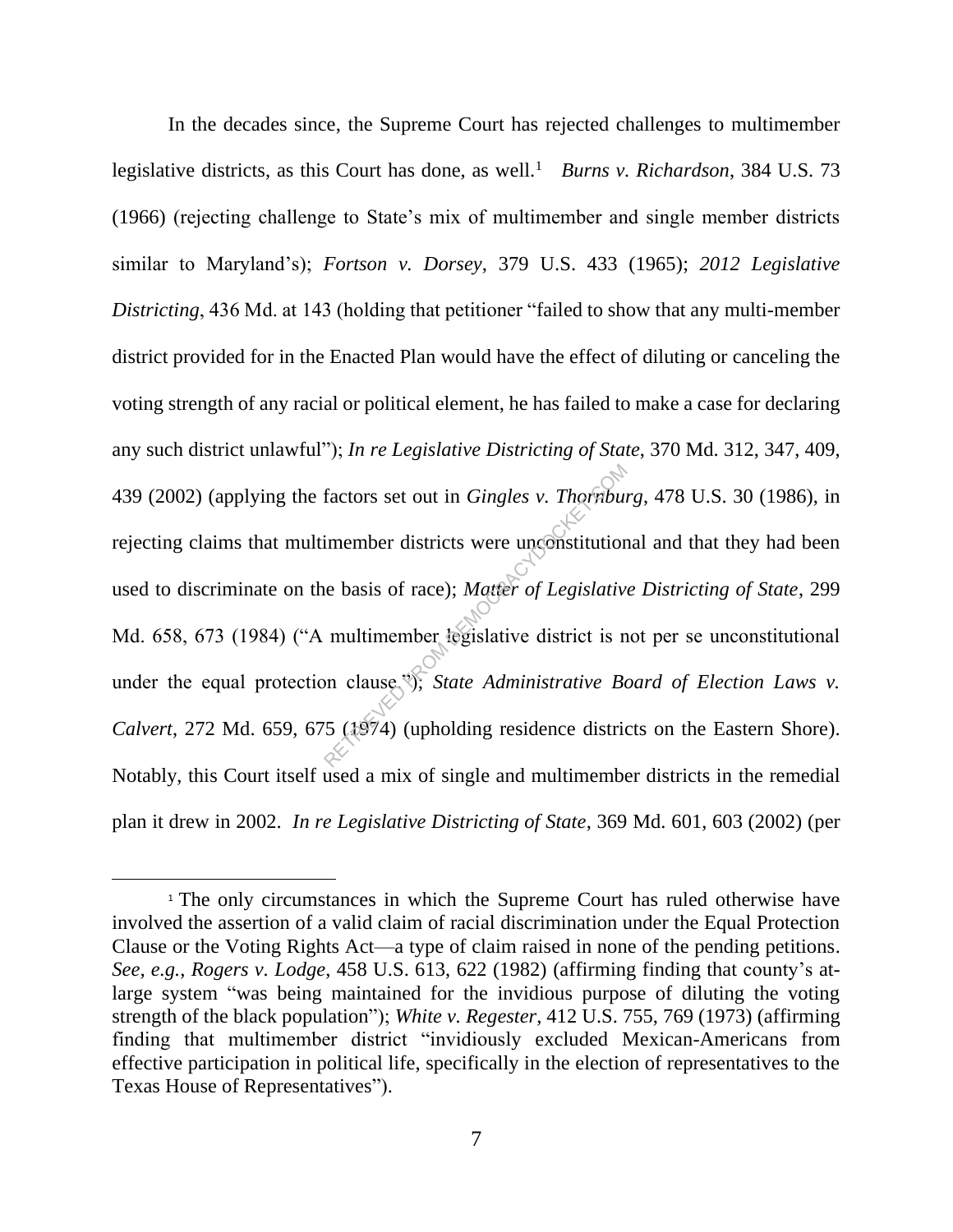In the decades since, the Supreme Court has rejected challenges to multimember legislative districts, as this Court has done, as well.[1] *Burns v. Richardson*, 384 U.S. 73 (1966) (rejecting challenge to State's mix of multimember and single member districts similar to Maryland's); *Fortson v. Dorsey*, 379 U.S. 433 (1965); *2012 Legislative Districting*, 436 Md. at 143 (holding that petitioner "failed to show that any multi-member district provided for in the Enacted Plan would have the effect of diluting or canceling the voting strength of any racial or political element, he has failed to make a case for declaring any such district unlawful"); *In re Legislative Districting of State*, 370 Md. 312, 347, 409, 439 (2002) (applying the factors set out in *Gingles v. Thornburg*, 478 U.S. 30 (1986), in rejecting claims that multimember districts were unconstitutional and that they had been used to discriminate on the basis of race); *Matter of Legislative Districting of State*, 299 Md. 658, 673 (1984) ("A multimember legislative district is not per se unconstitutional under the equal protection clause."); *State Administrative Board of Election Laws v. Calvert*, 272 Md. 659, 675 (1974) (upholding residence districts on the Eastern Shore). Notably, this Court itself used a mix of single and multimember districts in the remedial plan it drew in 2002. *In re Legislative Districting of State*, 369 Md. 601, 603 (2002) (per

[1] The only circumstances in which the Supreme Court has ruled otherwise have involved the assertion of a valid claim of racial discrimination under the Equal Protection Clause or the Voting Rights Act—a type of claim raised in none of the pending petitions. *See, e.g.*, *Rogers v. Lodge*, 458 U.S. 613, 622 (1982) (affirming finding that county's at-large system "was being maintained for the invidious purpose of diluting the voting strength of the black population"); *White v. Regester*, 412 U.S. 755, 769 (1973) (affirming finding that multimember district "invidiously excluded Mexican-Americans from effective participation in political life, specifically in the election of representatives to the Texas House of Representatives").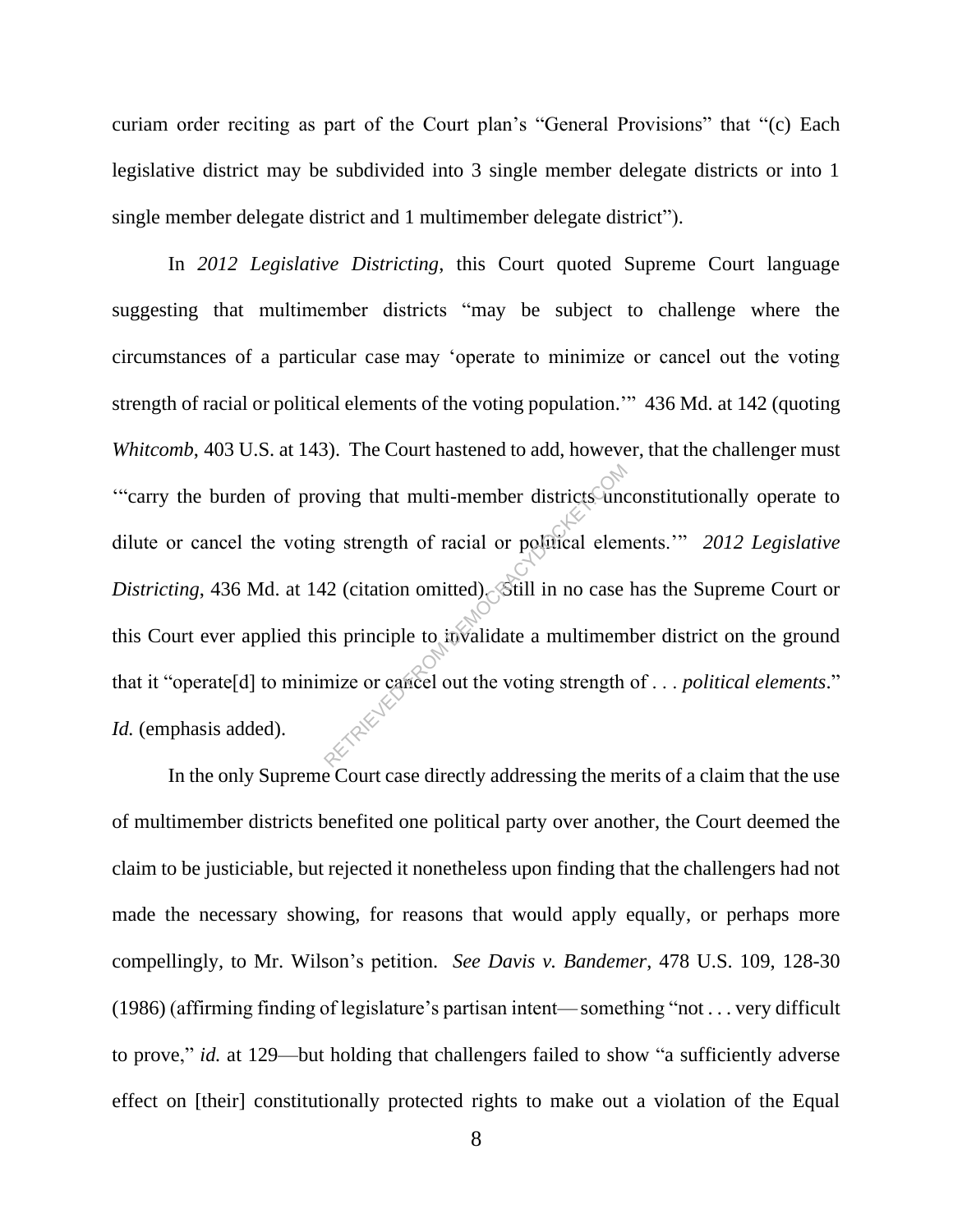curiam order reciting as part of the Court plan's "General Provisions" that "(c) Each legislative district may be subdivided into 3 single member delegate districts or into 1 single member delegate district and 1 multimember delegate district").

In *2012 Legislative Districting*, this Court quoted Supreme Court language suggesting that multimember districts "may be subject to challenge where the circumstances of a particular case may 'operate to minimize or cancel out the voting strength of racial or political elements of the voting population.'" 436 Md. at 142 (quoting *Whitcomb*, 403 U.S. at 143). The Court hastened to add, however, that the challenger must '"carry the burden of proving that multi-member districts unconstitutionally operate to dilute or cancel the voting strength of racial or political elements.'" *2012 Legislative Districting*, 436 Md. at 142 (citation omitted). Still in no case has the Supreme Court or this Court ever applied this principle to invalidate a multimember district on the ground that it "operate[d] to minimize or cancel out the voting strength of . . . *political elements*." *Id.* (emphasis added).

In the only Supreme Court case directly addressing the merits of a claim that the use of multimember districts benefited one political party over another, the Court deemed the claim to be justiciable, but rejected it nonetheless upon finding that the challengers had not made the necessary showing, for reasons that would apply equally, or perhaps more compellingly, to Mr. Wilson's petition. *See Davis v. Bandemer*, 478 U.S. 109, 128-30 (1986) (affirming finding of legislature's partisan intent— something "not . . . very difficult to prove," *id.* at 129—but holding that challengers failed to show "a sufficiently adverse effect on [their] constitutionally protected rights to make out a violation of the Equal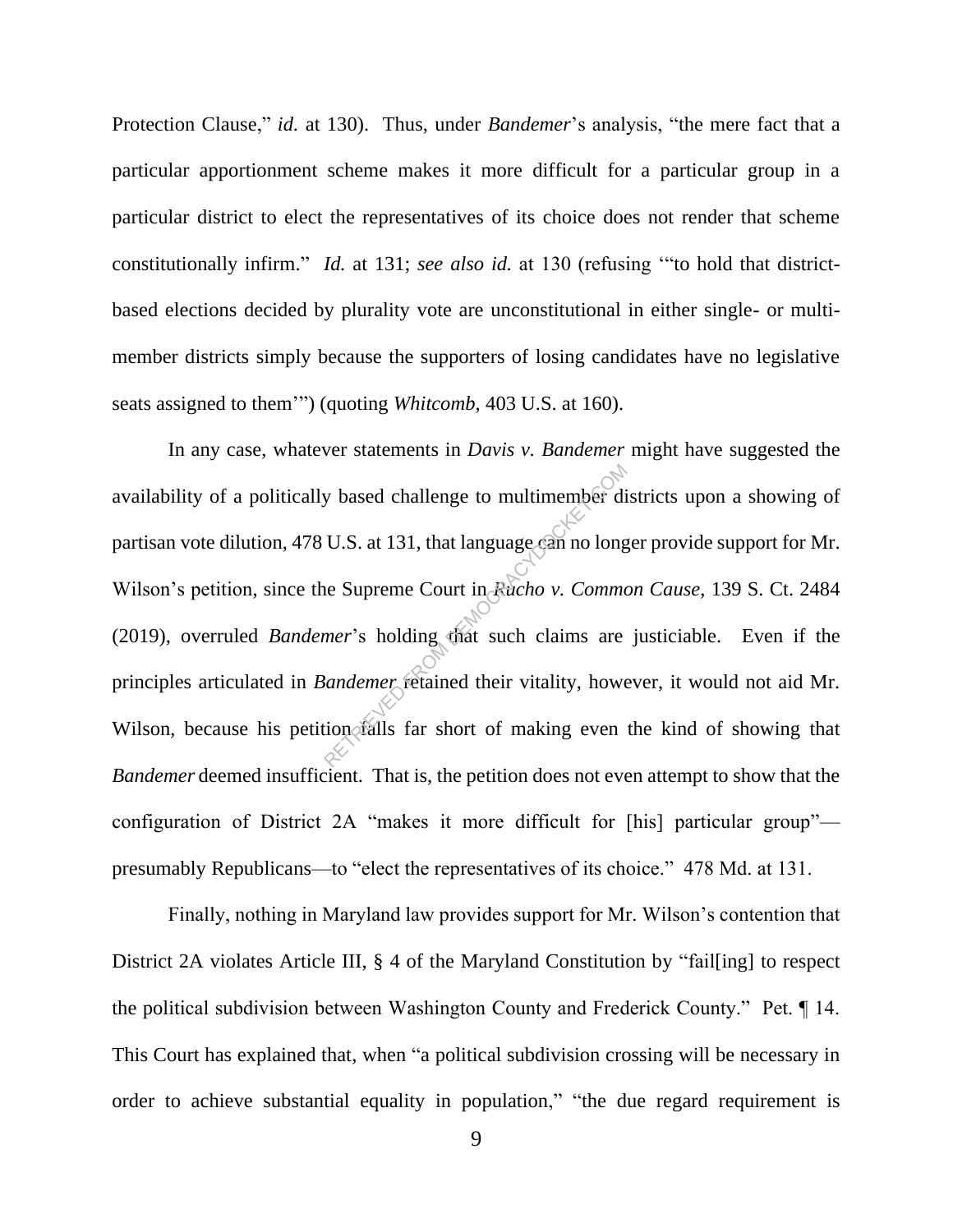Protection Clause," *id.* at 130). Thus, under *Bandemer*'s analysis, "the mere fact that a particular apportionment scheme makes it more difficult for a particular group in a particular district to elect the representatives of its choice does not render that scheme constitutionally infirm." *Id.* at 131; *see also id.* at 130 (refusing '"to hold that district-based elections decided by plurality vote are unconstitutional in either single- or multi-member districts simply because the supporters of losing candidates have no legislative seats assigned to them'") (quoting *Whitcomb*, 403 U.S. at 160).

In any case, whatever statements in *Davis v. Bandemer* might have suggested the availability of a politically based challenge to multimember districts upon a showing of partisan vote dilution, 478 U.S. at 131, that language can no longer provide support for Mr. Wilson's petition, since the Supreme Court in *Rucho v. Common Cause*, 139 S. Ct. 2484 (2019), overruled *Bandemer*'s holding that such claims are justiciable. Even if the principles articulated in *Bandemer* retained their vitality, however, it would not aid Mr. Wilson, because his petition falls far short of making even the kind of showing that *Bandemer* deemed insufficient. That is, the petition does not even attempt to show that the configuration of District 2A "makes it more difficult for [his] particular group"—presumably Republicans—to "elect the representatives of its choice." 478 Md. at 131.

Finally, nothing in Maryland law provides support for Mr. Wilson's contention that District 2A violates Article III, § 4 of the Maryland Constitution by "fail[ing] to respect the political subdivision between Washington County and Frederick County." Pet. ¶ 14. This Court has explained that, when "a political subdivision crossing will be necessary in order to achieve substantial equality in population," "the due regard requirement is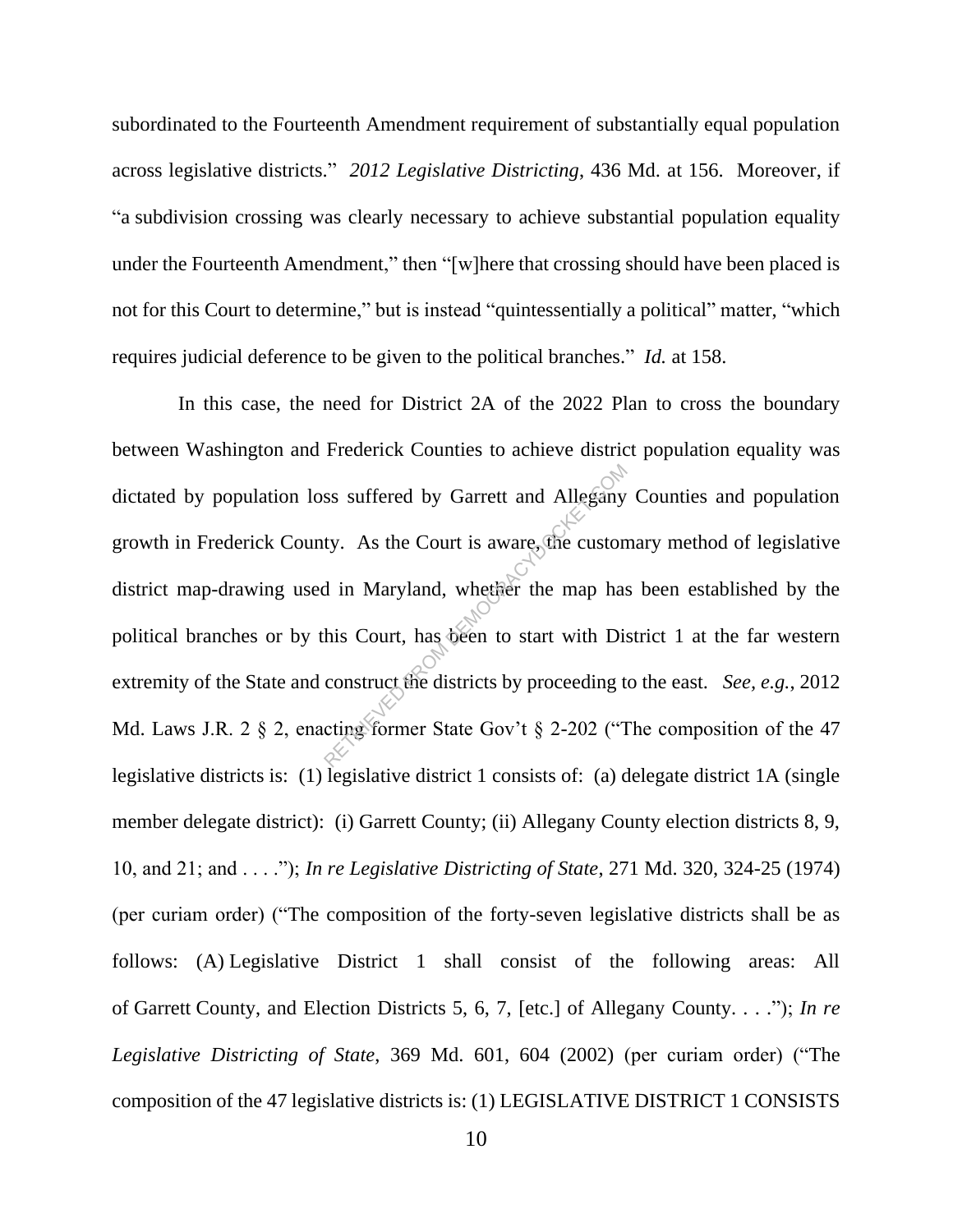subordinated to the Fourteenth Amendment requirement of substantially equal population across legislative districts." *2012 Legislative Districting*, 436 Md. at 156. Moreover, if "a subdivision crossing was clearly necessary to achieve substantial population equality under the Fourteenth Amendment," then "[w]here that crossing should have been placed is not for this Court to determine," but is instead "quintessentially a political" matter, "which requires judicial deference to be given to the political branches." *Id.* at 158.

In this case, the need for District 2A of the 2022 Plan to cross the boundary between Washington and Frederick Counties to achieve district population equality was dictated by population loss suffered by Garrett and Allegany Counties and population growth in Frederick County. As the Court is aware, the customary method of legislative district map-drawing used in Maryland, whether the map has been established by the political branches or by this Court, has been to start with District 1 at the far western extremity of the State and construct the districts by proceeding to the east. *See, e.g.*, 2012 Md. Laws J.R. 2 § 2, enacting former State Gov't § 2-202 ("The composition of the 47 legislative districts is: (1) legislative district 1 consists of: (a) delegate district 1A (single member delegate district): (i) Garrett County; (ii) Allegany County election districts 8, 9, 10, and 21; and . . . ."); *In re Legislative Districting of State*, 271 Md. 320, 324-25 (1974) (per curiam order) ("The composition of the forty-seven legislative districts shall be as follows: (A) Legislative District 1 shall consist of the following areas: All of Garrett County, and Election Districts 5, 6, 7, [etc.] of Allegany County. . . ."); *In re Legislative Districting of State*, 369 Md. 601, 604 (2002) (per curiam order) ("The composition of the 47 legislative districts is: (1) LEGISLATIVE DISTRICT 1 CONSISTS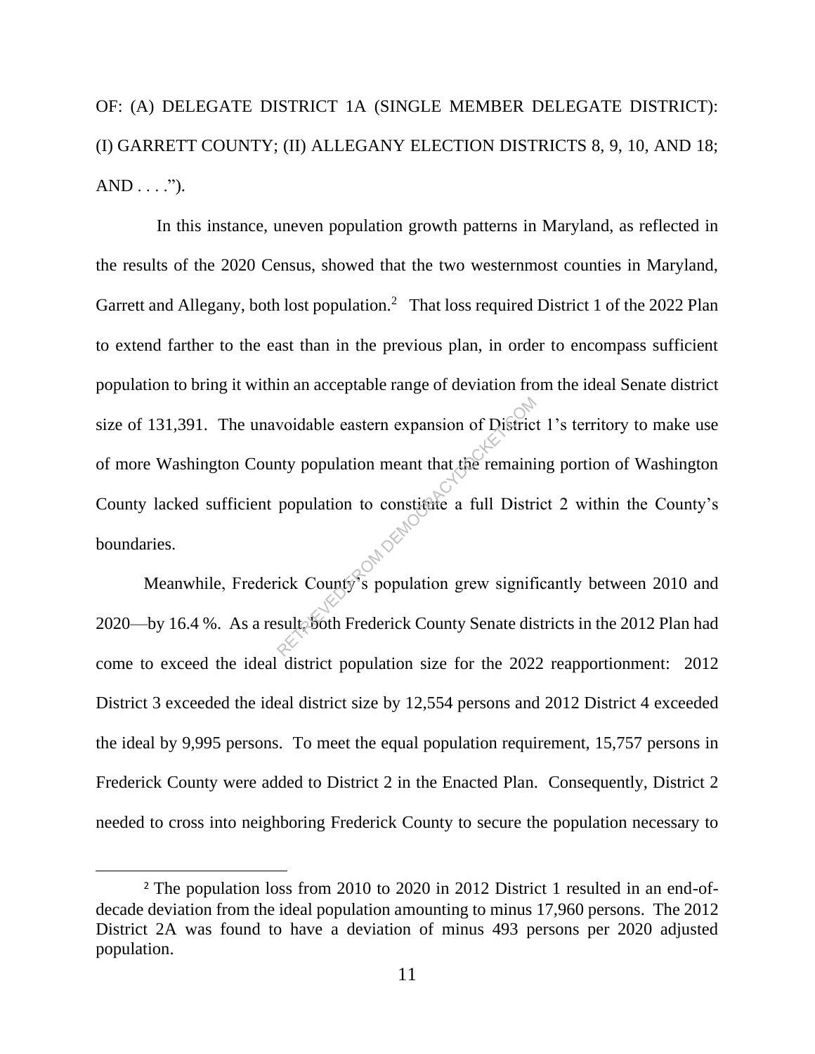OF: (A) DELEGATE DISTRICT 1A (SINGLE MEMBER DELEGATE DISTRICT): (I) GARRETT COUNTY; (II) ALLEGANY ELECTION DISTRICTS 8, 9, 10, AND 18; AND . . . .").

In this instance, uneven population growth patterns in Maryland, as reflected in the results of the 2020 Census, showed that the two westernmost counties in Maryland, Garrett and Allegany, both lost population.[2] That loss required District 1 of the 2022 Plan to extend farther to the east than in the previous plan, in order to encompass sufficient population to bring it within an acceptable range of deviation from the ideal Senate district size of 131,391. The unavoidable eastern expansion of District 1's territory to make use of more Washington County population meant that the remaining portion of Washington County lacked sufficient population to constitute a full District 2 within the County's boundaries.

Meanwhile, Frederick County's population grew significantly between 2010 and 2020—by 16.4 %. As a result, both Frederick County Senate districts in the 2012 Plan had come to exceed the ideal district population size for the 2022 reapportionment: 2012 District 3 exceeded the ideal district size by 12,554 persons and 2012 District 4 exceeded the ideal by 9,995 persons. To meet the equal population requirement, 15,757 persons in Frederick County were added to District 2 in the Enacted Plan. Consequently, District 2 needed to cross into neighboring Frederick County to secure the population necessary to

[2] The population loss from 2010 to 2020 in 2012 District 1 resulted in an end-of-decade deviation from the ideal population amounting to minus 17,960 persons. The 2012 District 2A was found to have a deviation of minus 493 persons per 2020 adjusted population.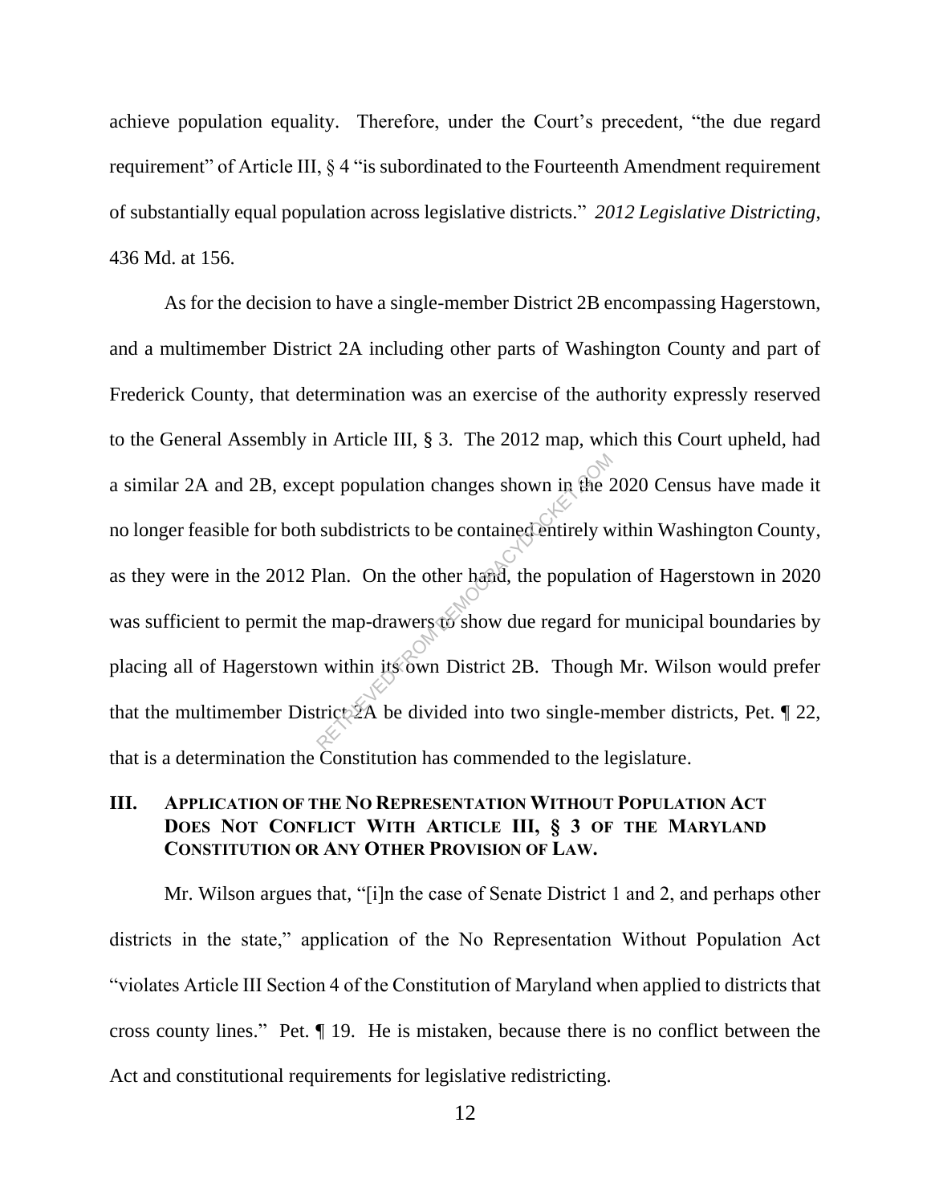achieve population equality. Therefore, under the Court's precedent, "the due regard requirement" of Article III, § 4 "is subordinated to the Fourteenth Amendment requirement of substantially equal population across legislative districts." *2012 Legislative Districting*, 436 Md. at 156.

As for the decision to have a single-member District 2B encompassing Hagerstown, and a multimember District 2A including other parts of Washington County and part of Frederick County, that determination was an exercise of the authority expressly reserved to the General Assembly in Article III, § 3. The 2012 map, which this Court upheld, had a similar 2A and 2B, except population changes shown in the 2020 Census have made it no longer feasible for both subdistricts to be contained entirely within Washington County, as they were in the 2012 Plan. On the other hand, the population of Hagerstown in 2020 was sufficient to permit the map-drawers to show due regard for municipal boundaries by placing all of Hagerstown within its own District 2B. Though Mr. Wilson would prefer that the multimember District 2A be divided into two single-member districts, Pet. ¶ 22, that is a determination the Constitution has commended to the legislature.

## III. Application of the No Representation Without Population Act Does Not Conflict With Article III, § 3 of the Maryland Constitution or Any Other Provision of Law.

Mr. Wilson argues that, "[i]n the case of Senate District 1 and 2, and perhaps other districts in the state," application of the No Representation Without Population Act "violates Article III Section 4 of the Constitution of Maryland when applied to districts that cross county lines." Pet. ¶ 19. He is mistaken, because there is no conflict between the Act and constitutional requirements for legislative redistricting.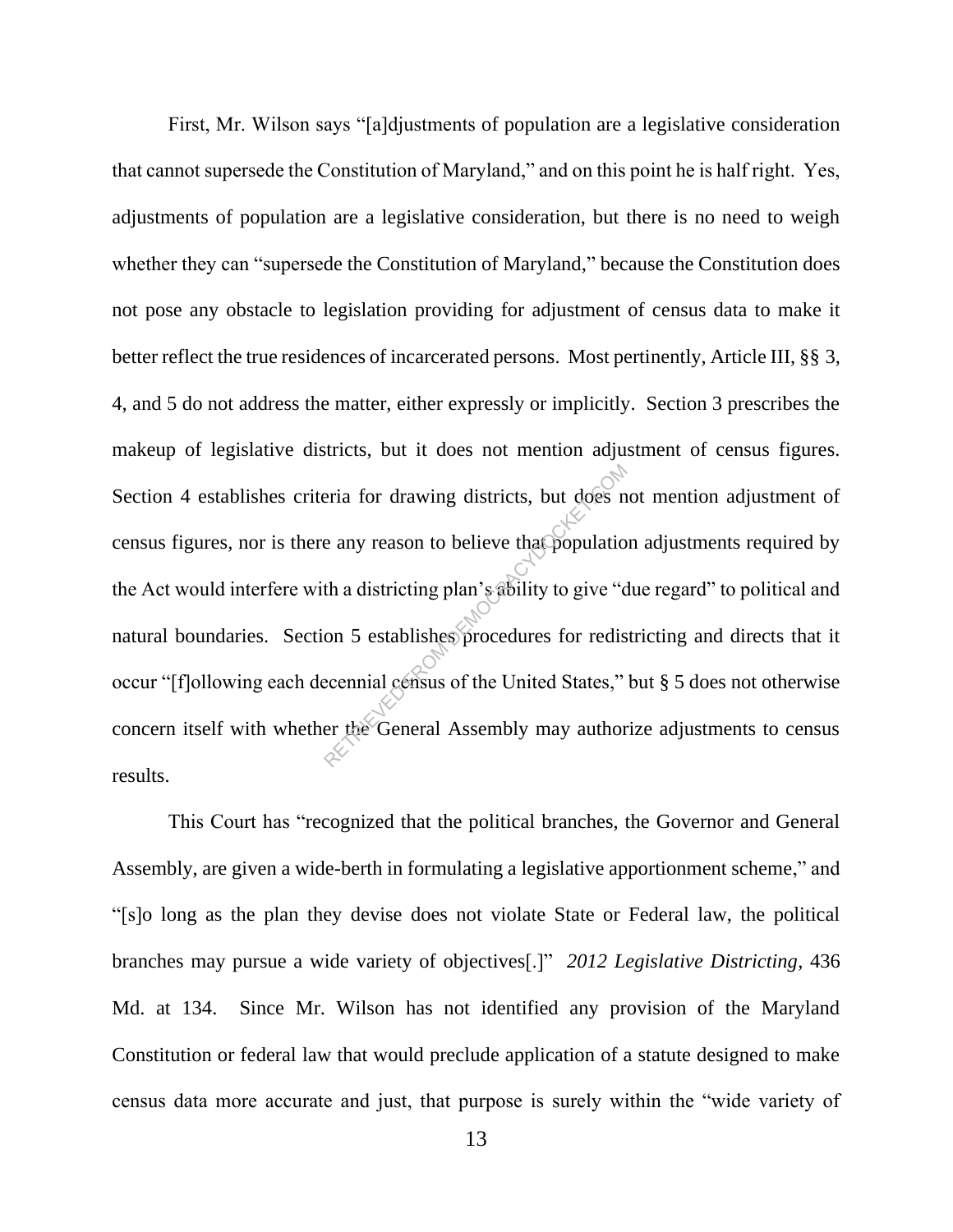First, Mr. Wilson says "[a]djustments of population are a legislative consideration that cannot supersede the Constitution of Maryland," and on this point he is half right. Yes, adjustments of population are a legislative consideration, but there is no need to weigh whether they can "supersede the Constitution of Maryland," because the Constitution does not pose any obstacle to legislation providing for adjustment of census data to make it better reflect the true residences of incarcerated persons. Most pertinently, Article III, §§ 3, 4, and 5 do not address the matter, either expressly or implicitly. Section 3 prescribes the makeup of legislative districts, but it does not mention adjustment of census figures. Section 4 establishes criteria for drawing districts, but does not mention adjustment of census figures, nor is there any reason to believe that population adjustments required by the Act would interfere with a districting plan's ability to give "due regard" to political and natural boundaries. Section 5 establishes procedures for redistricting and directs that it occur "[f]ollowing each decennial census of the United States," but § 5 does not otherwise concern itself with whether the General Assembly may authorize adjustments to census results.

This Court has "recognized that the political branches, the Governor and General Assembly, are given a wide-berth in formulating a legislative apportionment scheme," and "[s]o long as the plan they devise does not violate State or Federal law, the political branches may pursue a wide variety of objectives[.]" *2012 Legislative Districting*, 436 Md. at 134. Since Mr. Wilson has not identified any provision of the Maryland Constitution or federal law that would preclude application of a statute designed to make census data more accurate and just, that purpose is surely within the "wide variety of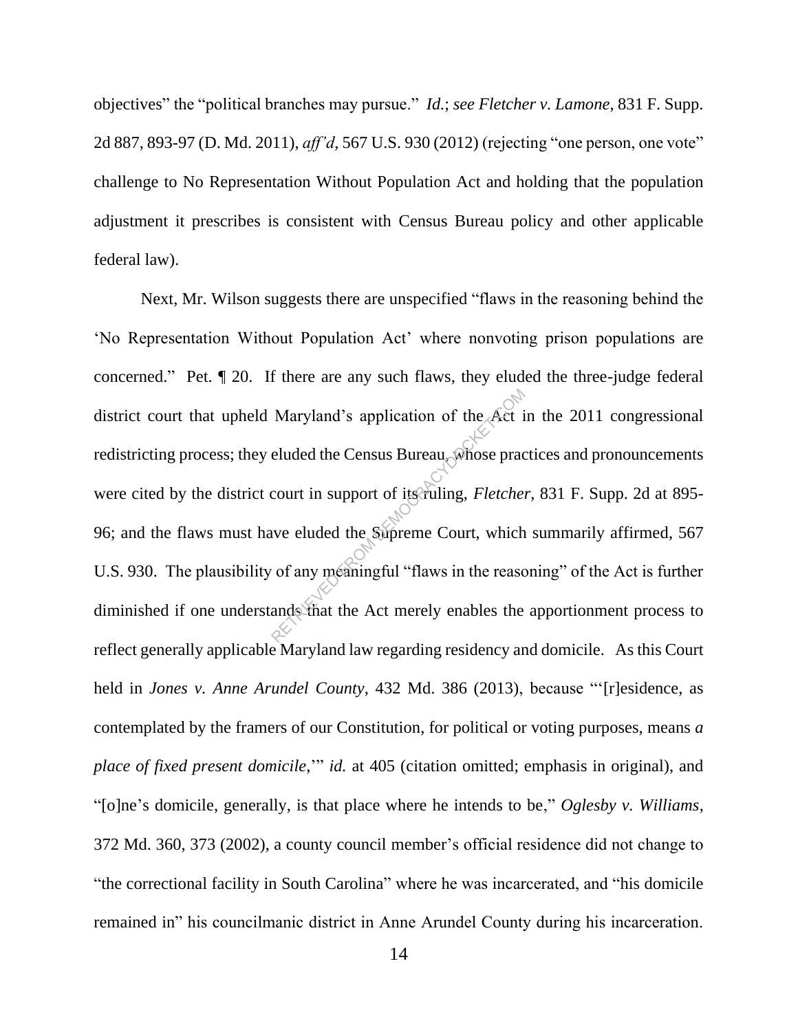objectives" the "political branches may pursue." *Id.*; *see Fletcher v. Lamone*, 831 F. Supp. 2d 887, 893-97 (D. Md. 2011), *aff'd*, 567 U.S. 930 (2012) (rejecting "one person, one vote" challenge to No Representation Without Population Act and holding that the population adjustment it prescribes is consistent with Census Bureau policy and other applicable federal law).

Next, Mr. Wilson suggests there are unspecified "flaws in the reasoning behind the 'No Representation Without Population Act' where nonvoting prison populations are concerned." Pet. ¶ 20. If there are any such flaws, they eluded the three-judge federal district court that upheld Maryland's application of the Act in the 2011 congressional redistricting process; they eluded the Census Bureau, whose practices and pronouncements were cited by the district court in support of its ruling, *Fletcher*, 831 F. Supp. 2d at 895-96; and the flaws must have eluded the Supreme Court, which summarily affirmed, 567 U.S. 930. The plausibility of any meaningful "flaws in the reasoning" of the Act is further diminished if one understands that the Act merely enables the apportionment process to reflect generally applicable Maryland law regarding residency and domicile. As this Court held in *Jones v. Anne Arundel County*, 432 Md. 386 (2013), because "'[r]esidence, as contemplated by the framers of our Constitution, for political or voting purposes, means *a place of fixed present domicile*,'" *id.* at 405 (citation omitted; emphasis in original), and "[o]ne's domicile, generally, is that place where he intends to be," *Oglesby v. Williams*, 372 Md. 360, 373 (2002), a county council member's official residence did not change to "the correctional facility in South Carolina" where he was incarcerated, and "his domicile remained in" his councilmanic district in Anne Arundel County during his incarceration.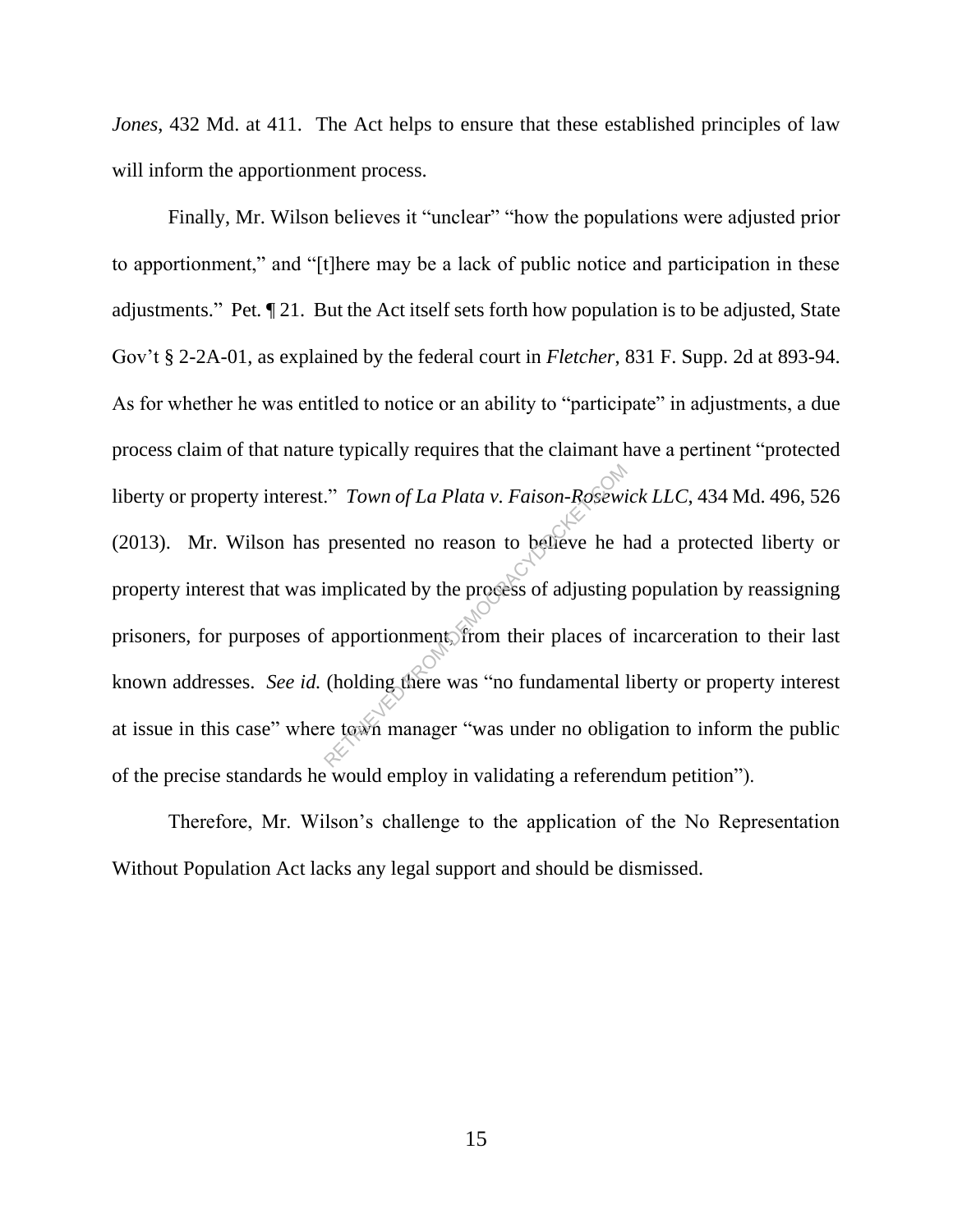*Jones*, 432 Md. at 411. The Act helps to ensure that these established principles of law will inform the apportionment process.

Finally, Mr. Wilson believes it "unclear" "how the populations were adjusted prior to apportionment," and "[t]here may be a lack of public notice and participation in these adjustments." Pet. ¶ 21. But the Act itself sets forth how population is to be adjusted, State Gov't § 2-2A-01, as explained by the federal court in *Fletcher*, 831 F. Supp. 2d at 893-94. As for whether he was entitled to notice or an ability to "participate" in adjustments, a due process claim of that nature typically requires that the claimant have a pertinent "protected liberty or property interest." *Town of La Plata v. Faison-Rosewick LLC*, 434 Md. 496, 526 (2013). Mr. Wilson has presented no reason to believe he had a protected liberty or property interest that was implicated by the process of adjusting population by reassigning prisoners, for purposes of apportionment, from their places of incarceration to their last known addresses. *See id.* (holding there was "no fundamental liberty or property interest at issue in this case" where town manager "was under no obligation to inform the public of the precise standards he would employ in validating a referendum petition").

Therefore, Mr. Wilson's challenge to the application of the No Representation Without Population Act lacks any legal support and should be dismissed.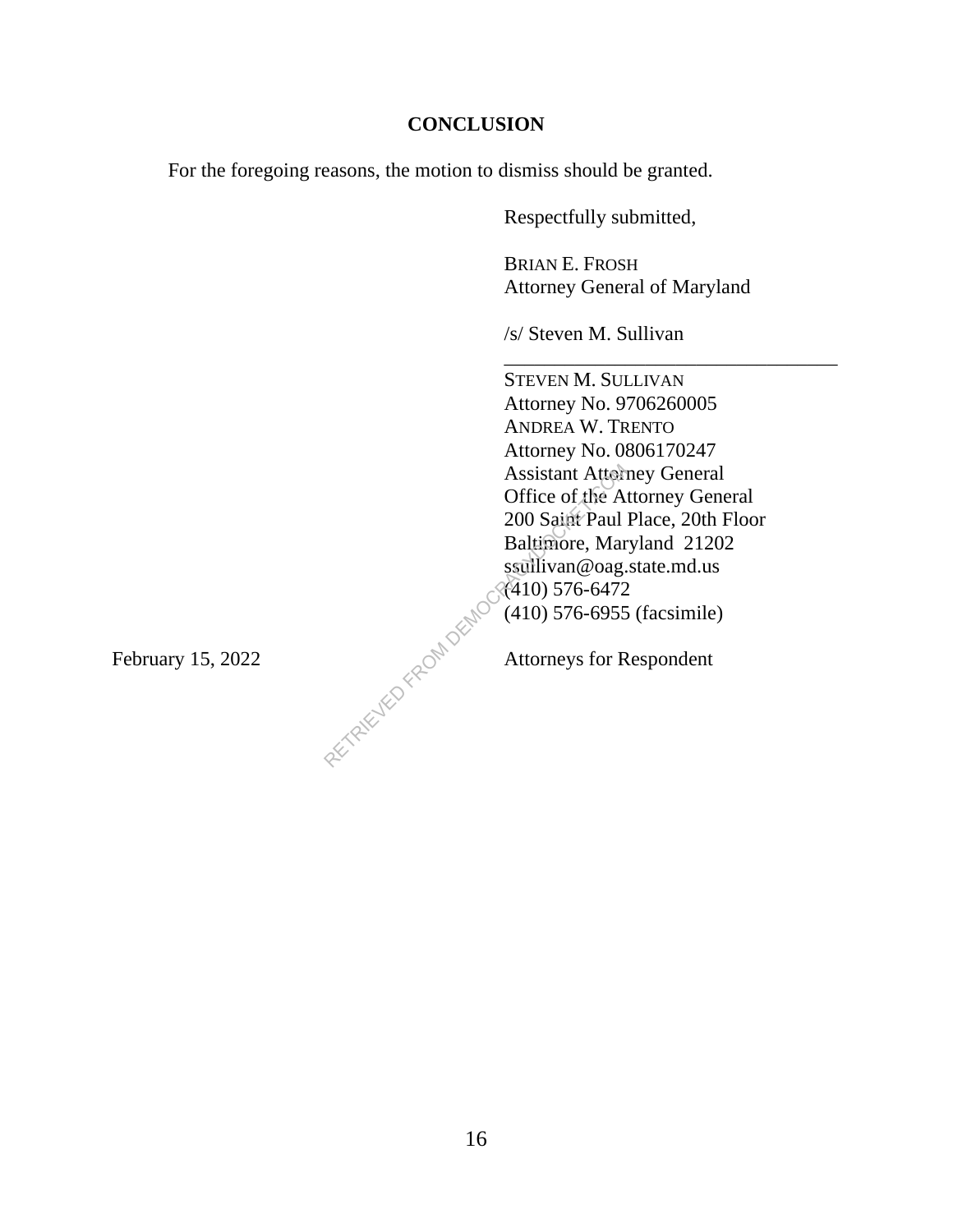## CONCLUSION

For the foregoing reasons, the motion to dismiss should be granted.

Respectfully submitted,

BRIAN E. FROSH
Attorney General of Maryland

/s/ Steven M. Sullivan
\_\_\_\_\_\_\_\_\_\_\_\_\_\_\_\_\_\_\_\_\_\_\_\_\_\_\_\_\_\_\_\_\_\_

STEVEN M. SULLIVAN
Attorney No. 9706260005
ANDREA W. TRENTO
Attorney No. 0806170247
Assistant Attorney General
Office of the Attorney General
200 Saint Paul Place, 20th Floor
Baltimore, Maryland 21202
ssullivan@oag.state.md.us
(410) 576-6472
(410) 576-6955 (facsimile)

February 15, 2022

Attorneys for Respondent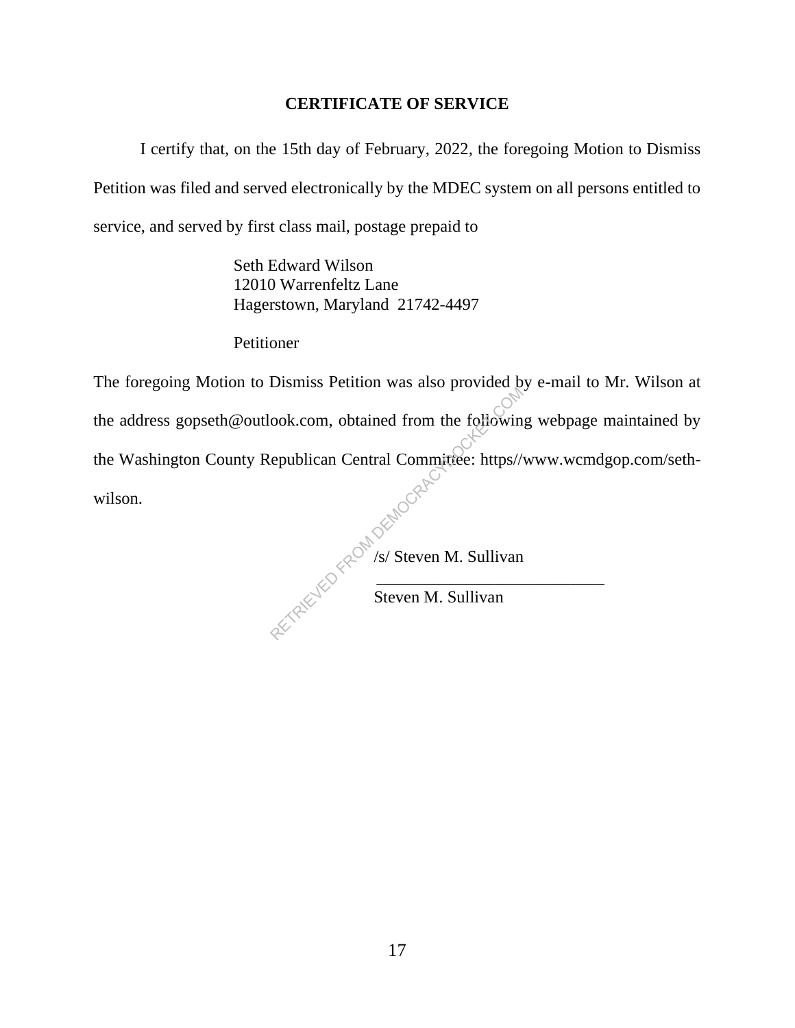## CERTIFICATE OF SERVICE

I certify that, on the 15th day of February, 2022, the foregoing Motion to Dismiss Petition was filed and served electronically by the MDEC system on all persons entitled to service, and served by first class mail, postage prepaid to

Seth Edward Wilson
12010 Warrenfeltz Lane
Hagerstown, Maryland 21742-4497

Petitioner

The foregoing Motion to Dismiss Petition was also provided by e-mail to Mr. Wilson at the address gopseth@outlook.com, obtained from the following webpage maintained by the Washington County Republican Central Committee: https//www.wcmdgop.com/seth-wilson.

/s/ Steven M. Sullivan
___________________________
Steven M. Sullivan